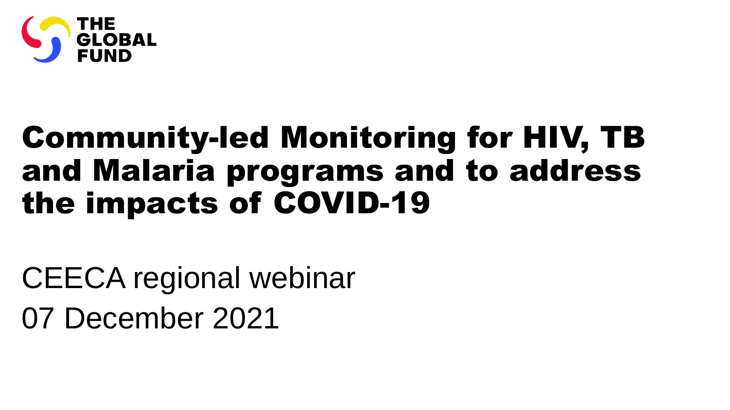THE GLOBAL FUND

# Community-led Monitoring for HIV, TB and Malaria programs and to address the impacts of COVID-19

CEECA regional webinar

07 December 2021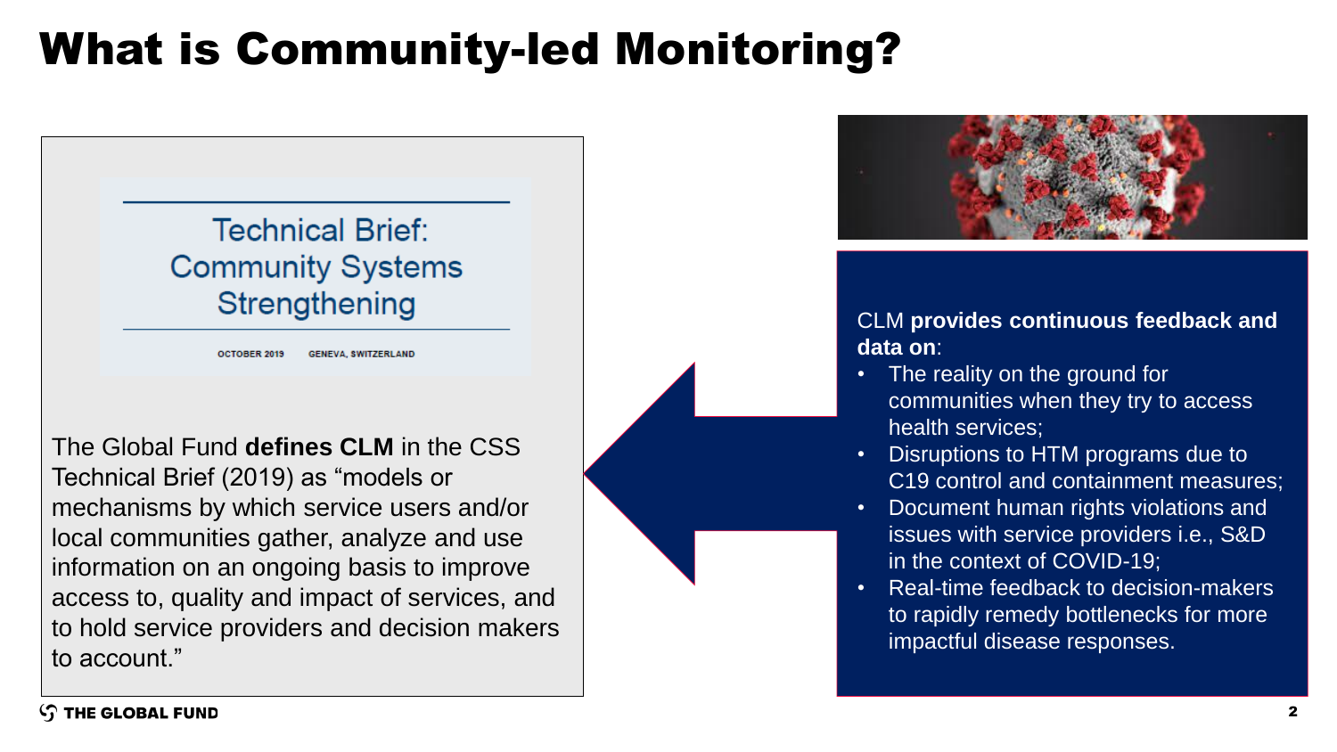# What is Community-led Monitoring?

Technical Brief:
Community Systems Strengthening

OCTOBER 2019 GENEVA, SWITZERLAND

The Global Fund **defines CLM** in the CSS Technical Brief (2019) as “models or mechanisms by which service users and/or local communities gather, analyze and use information on an ongoing basis to improve access to, quality and impact of services, and to hold service providers and decision makers to account.”

CLM **provides continuous feedback and data on**:

- The reality on the ground for communities when they try to access health services;
- Disruptions to HTM programs due to C19 control and containment measures;
- Document human rights violations and issues with service providers i.e., S&D in the context of COVID-19;
- Real-time feedback to decision-makers to rapidly remedy bottlenecks for more impactful disease responses.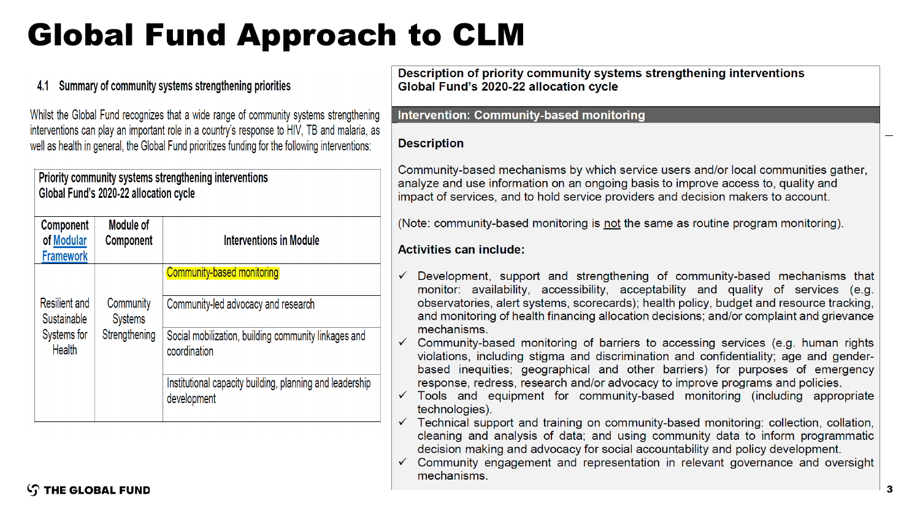# Global Fund Approach to CLM

### 4.1 Summary of community systems strengthening priorities

Whilst the Global Fund recognizes that a wide range of community systems strengthening interventions can play an important role in a country's response to HIV, TB and malaria, as well as health in general, the Global Fund prioritizes funding for the following interventions:

**Priority community systems strengthening interventions**
**Global Fund's 2020-22 allocation cycle**

| Component of Modular Framework | Module of Component | Interventions in Module |
|---|---|---|
| Resilient and Sustainable Systems for Health | Community Systems Strengthening | Community-based monitoring |
| | | Community-led advocacy and research |
| | | Social mobilization, building community linkages and coordination |
| | | Institutional capacity building, planning and leadership development |

**Description of priority community systems strengthening interventions**
**Global Fund's 2020-22 allocation cycle**

**Intervention: Community-based monitoring**

**Description**

Community-based mechanisms by which service users and/or local communities gather, analyze and use information on an ongoing basis to improve access to, quality and impact of services, and to hold service providers and decision makers to account.

(Note: community-based monitoring is not the same as routine program monitoring).

**Activities can include:**

- ✓ Development, support and strengthening of community-based mechanisms that monitor: availability, accessibility, acceptability and quality of services (e.g. observatories, alert systems, scorecards); health policy, budget and resource tracking, and monitoring of health financing allocation decisions; and/or complaint and grievance mechanisms.
- ✓ Community-based monitoring of barriers to accessing services (e.g. human rights violations, including stigma and discrimination and confidentiality; age and gender-based inequities; geographical and other barriers) for purposes of emergency response, redress, research and/or advocacy to improve programs and policies.
- ✓ Tools and equipment for community-based monitoring (including appropriate technologies).
- ✓ Technical support and training on community-based monitoring: collection, collation, cleaning and analysis of data; and using community data to inform programmatic decision making and advocacy for social accountability and policy development.
- ✓ Community engagement and representation in relevant governance and oversight mechanisms.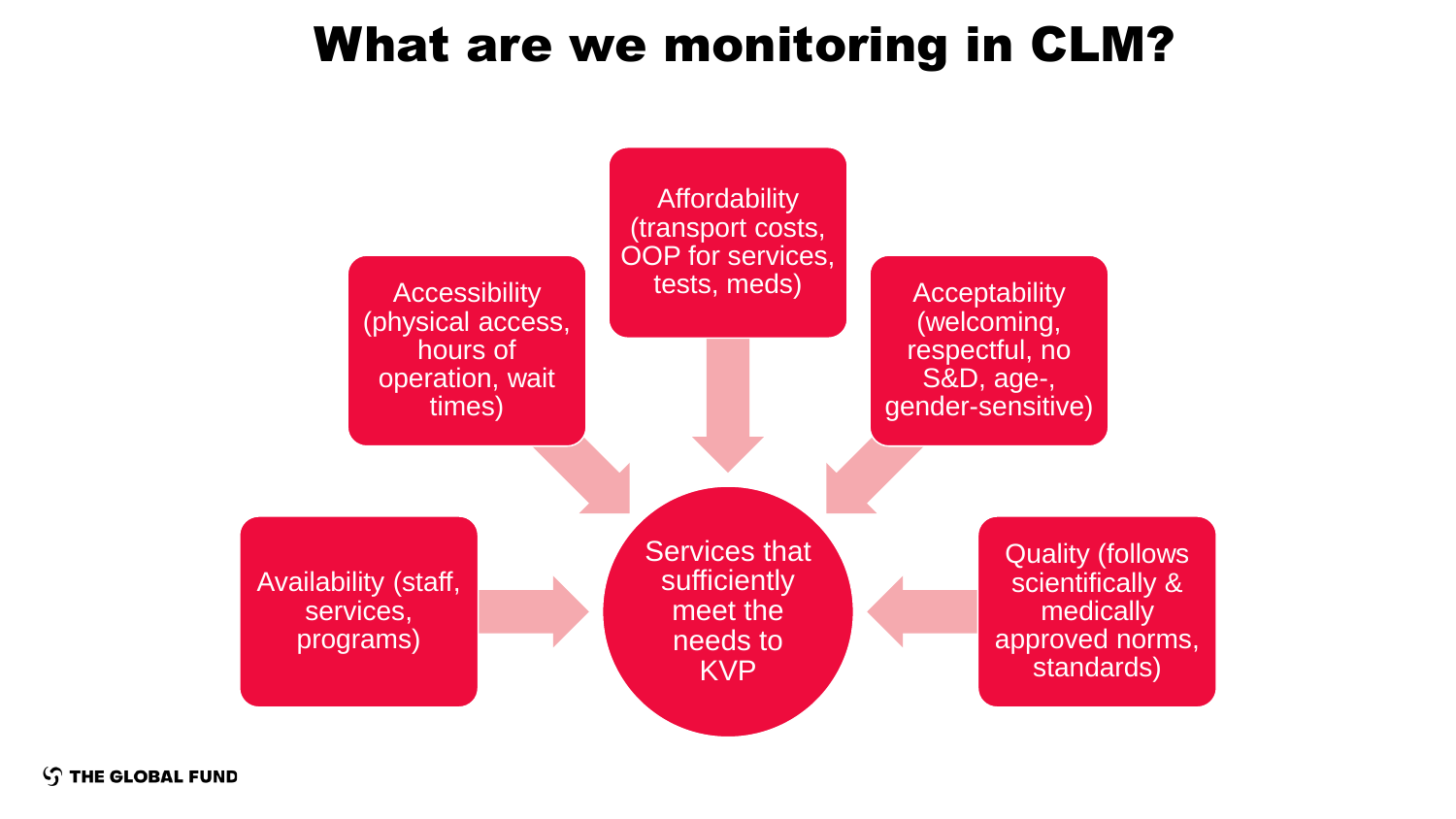# What are we monitoring in CLM?

- Availability (staff, services, programs)
- Accessibility (physical access, hours of operation, wait times)
- Affordability (transport costs, OOP for services, tests, meds)
- Acceptability (welcoming, respectful, no S&D, age-, gender-sensitive)
- Quality (follows scientifically & medically approved norms, standards)

Services that sufficiently meet the needs to KVP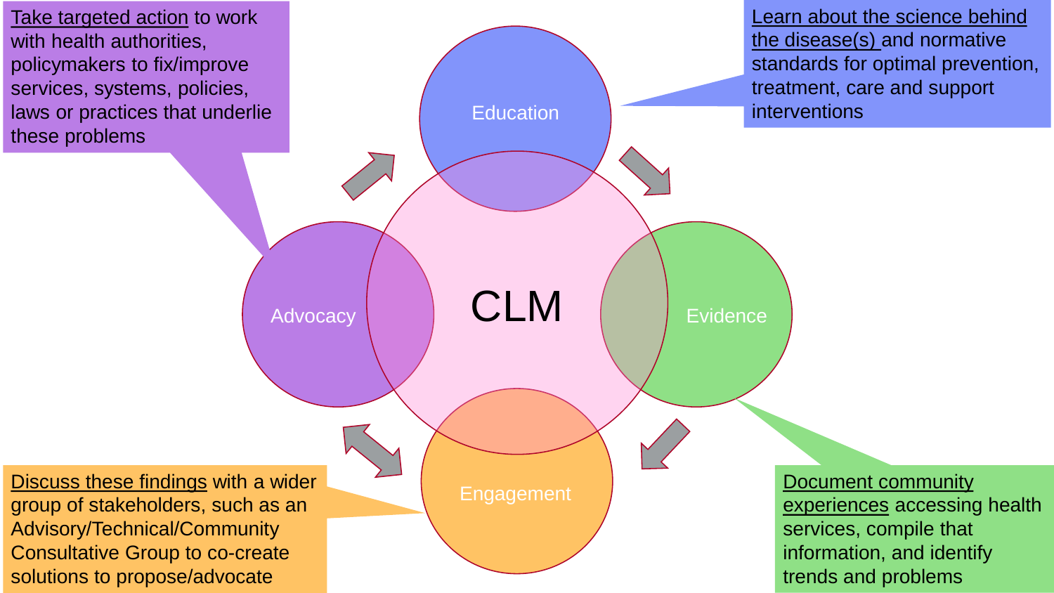Take targeted action to work with health authorities, policymakers to fix/improve services, systems, policies, laws or practices that underlie these problems

Learn about the science behind the disease(s) and normative standards for optimal prevention, treatment, care and support interventions

Education

Advocacy

CLM

Evidence

Engagement

Discuss these findings with a wider group of stakeholders, such as an Advisory/Technical/Community Consultative Group to co-create solutions to propose/advocate

Document community experiences accessing health services, compile that information, and identify trends and problems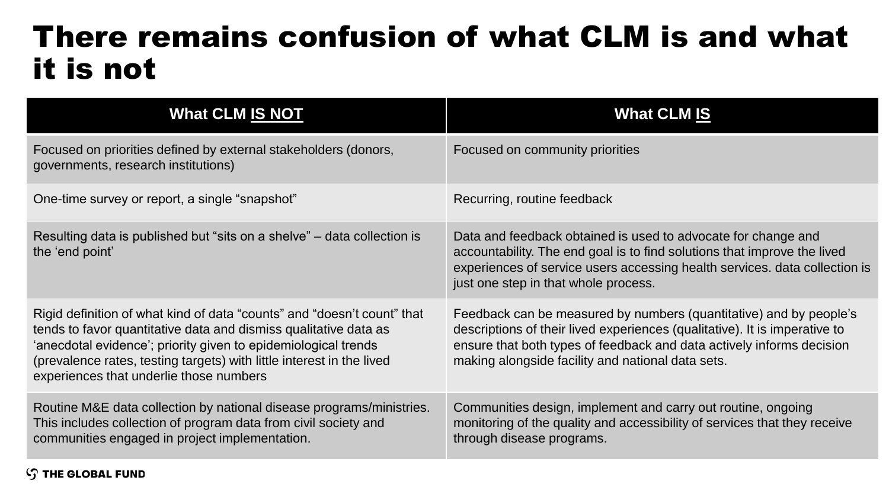# There remains confusion of what CLM is and what it is not

| What CLM **IS NOT** | What CLM **IS** |
| --- | --- |
| Focused on priorities defined by external stakeholders (donors, governments, research institutions) | Focused on community priorities |
| One-time survey or report, a single "snapshot" | Recurring, routine feedback |
| Resulting data is published but "sits on a shelve" – data collection is the 'end point' | Data and feedback obtained is used to advocate for change and accountability. The end goal is to find solutions that improve the lived experiences of service users accessing health services. data collection is just one step in that whole process. |
| Rigid definition of what kind of data "counts" and "doesn't count" that tends to favor quantitative data and dismiss qualitative data as 'anecdotal evidence'; priority given to epidemiological trends (prevalence rates, testing targets) with little interest in the lived experiences that underlie those numbers | Feedback can be measured by numbers (quantitative) and by people's descriptions of their lived experiences (qualitative). It is imperative to ensure that both types of feedback and data actively informs decision making alongside facility and national data sets. |
| Routine M&E data collection by national disease programs/ministries. This includes collection of program data from civil society and communities engaged in project implementation. | Communities design, implement and carry out routine, ongoing monitoring of the quality and accessibility of services that they receive through disease programs. |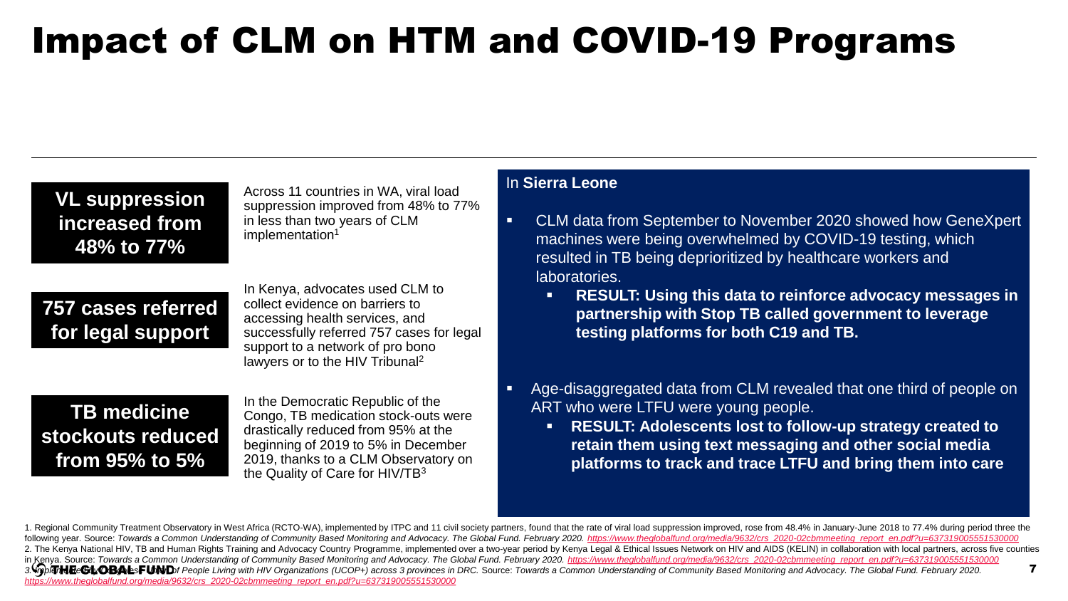# Impact of CLM on HTM and COVID-19 Programs

**VL suppression increased from 48% to 77%**

Across 11 countries in WA, viral load suppression improved from 48% to 77% in less than two years of CLM implementation[1]

**757 cases referred for legal support**

In Kenya, advocates used CLM to collect evidence on barriers to accessing health services, and successfully referred 757 cases for legal support to a network of pro bono lawyers or to the HIV Tribunal[2]

**TB medicine stockouts reduced from 95% to 5%**

In the Democratic Republic of the Congo, TB medication stock-outs were drastically reduced from 95% at the beginning of 2019 to 5% in December 2019, thanks to a CLM Observatory on the Quality of Care for HIV/TB[3]

In **Sierra Leone**

- CLM data from September to November 2020 showed how GeneXpert machines were being overwhelmed by COVID-19 testing, which resulted in TB being deprioritized by healthcare workers and laboratories.
  - **RESULT: Using this data to reinforce advocacy messages in partnership with Stop TB called government to leverage testing platforms for both C19 and TB.**
- Age-disaggregated data from CLM revealed that one third of people on ART who were LTFU were young people.
  - **RESULT: Adolescents lost to follow-up strategy created to retain them using text messaging and other social media platforms to track and trace LTFU and bring them into care**

1. Regional Community Treatment Observatory in West Africa (RCTO-WA), implemented by ITPC and 11 civil society partners, found that the rate of viral load suppression improved, rose from 48.4% in January-June 2018 to 77.4% during period three the following year. Source: *Towards a Common Understanding of Community Based Monitoring and Advocacy. The Global Fund. February 2020.* https://www.theglobalfund.org/media/9632/crs_2020-02cbmmeeting_report_en.pdf?u=637319005551530000
2. The Kenya National HIV, TB and Human Rights Training and Advocacy Country Programme, implemented over a two-year period by Kenya Legal & Ethical Issues Network on HIV and AIDS (KELIN) in collaboration with local partners, across five counties in Kenya. Source: *Towards a Common Understanding of Community Based Monitoring and Advocacy. The Global Fund. February 2020.* https://www.theglobalfund.org/media/9632/crs_2020-02cbmmeeting_report_en.pdf?u=637319005551530000
3. Implemented by the Congolese Union of People Living with HIV Organizations (UCOP+) across 3 provinces in DRC. Source: *Towards a Common Understanding of Community Based Monitoring and Advocacy. The Global Fund. February 2020.* https://www.theglobalfund.org/media/9632/crs_2020-02cbmmeeting_report_en.pdf?u=637319005551530000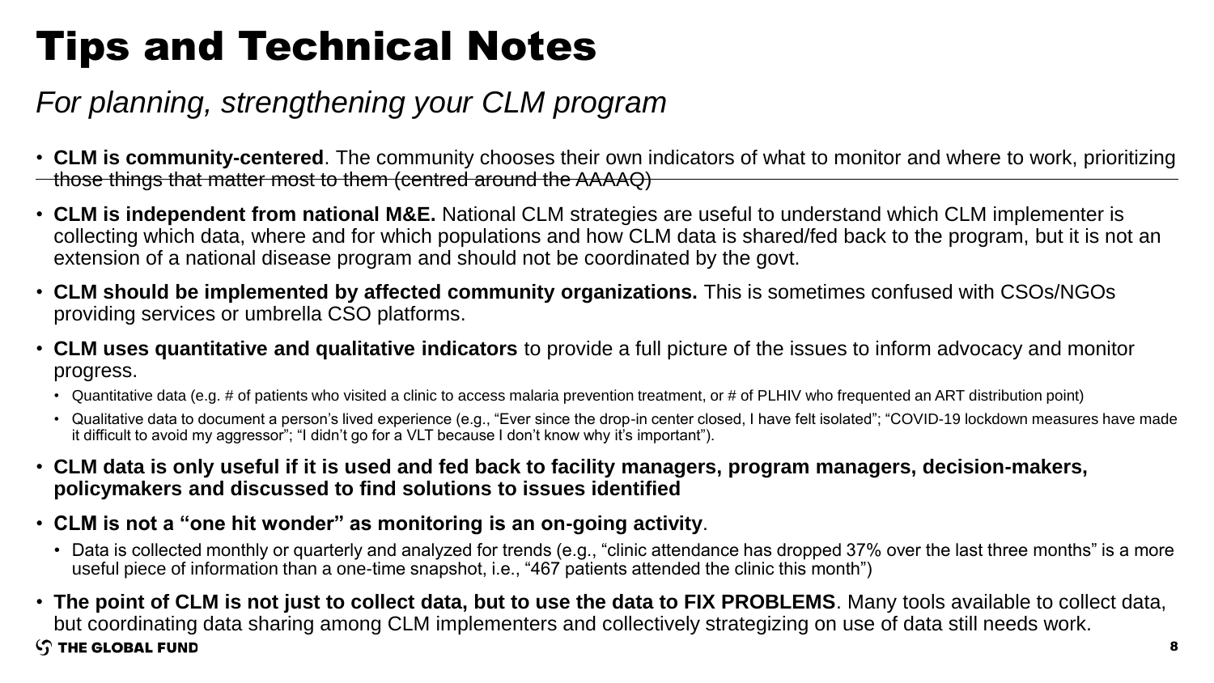# Tips and Technical Notes

*For planning, strengthening your CLM program*

- **CLM is community-centered**. The community chooses their own indicators of what to monitor and where to work, prioritizing those things that matter most to them (centred around the AAAAQ)
- **CLM is independent from national M&E.** National CLM strategies are useful to understand which CLM implementer is collecting which data, where and for which populations and how CLM data is shared/fed back to the program, but it is not an extension of a national disease program and should not be coordinated by the govt.
- **CLM should be implemented by affected community organizations.** This is sometimes confused with CSOs/NGOs providing services or umbrella CSO platforms.
- **CLM uses quantitative and qualitative indicators** to provide a full picture of the issues to inform advocacy and monitor progress.
  - Quantitative data (e.g. # of patients who visited a clinic to access malaria prevention treatment, or # of PLHIV who frequented an ART distribution point)
  - Qualitative data to document a person's lived experience (e.g., "Ever since the drop-in center closed, I have felt isolated"; "COVID-19 lockdown measures have made it difficult to avoid my aggressor"; "I didn't go for a VLT because I don't know why it's important").
- **CLM data is only useful if it is used and fed back to facility managers, program managers, decision-makers, policymakers and discussed to find solutions to issues identified**
- **CLM is not a "one hit wonder" as monitoring is an on-going activity**.
  - Data is collected monthly or quarterly and analyzed for trends (e.g., "clinic attendance has dropped 37% over the last three months" is a more useful piece of information than a one-time snapshot, i.e., "467 patients attended the clinic this month")
- **The point of CLM is not just to collect data, but to use the data to FIX PROBLEMS**. Many tools available to collect data, but coordinating data sharing among CLM implementers and collectively strategizing on use of data still needs work.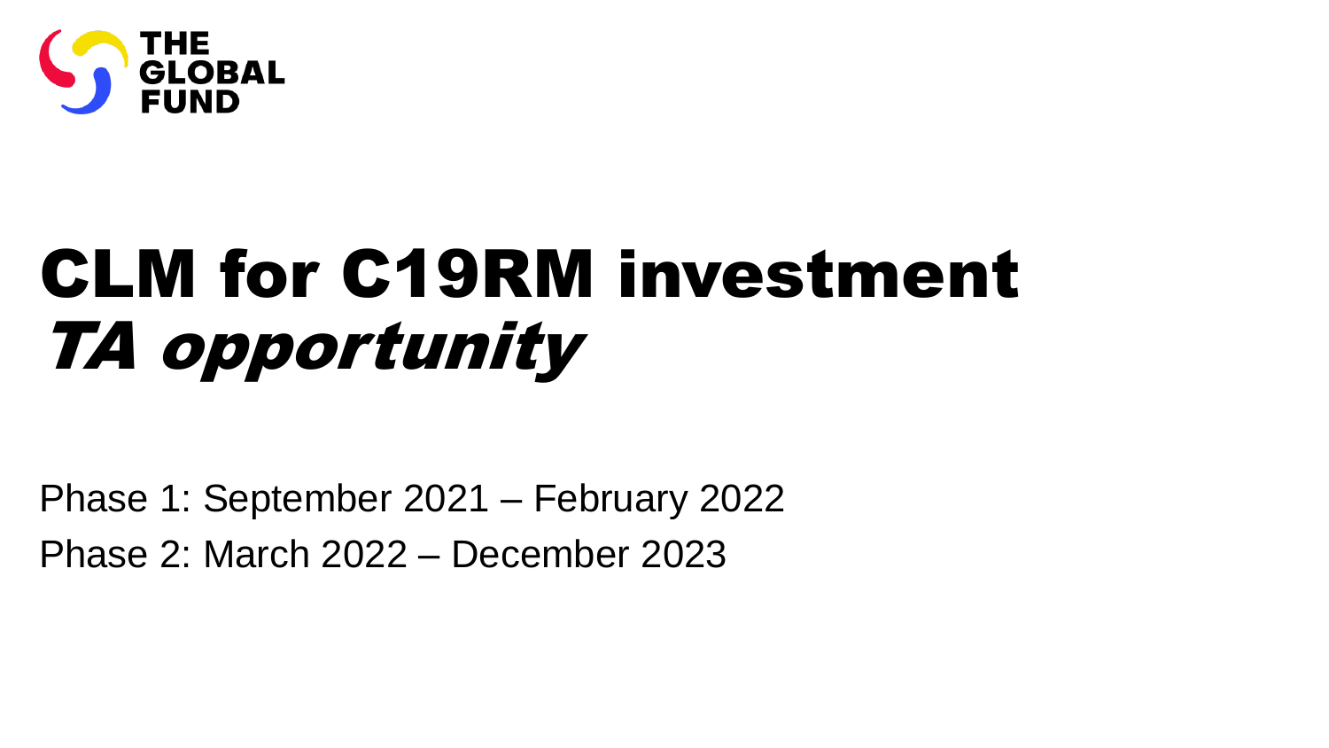THE GLOBAL FUND

# CLM for C19RM investment *TA opportunity*

Phase 1: September 2021 – February 2022

Phase 2: March 2022 – December 2023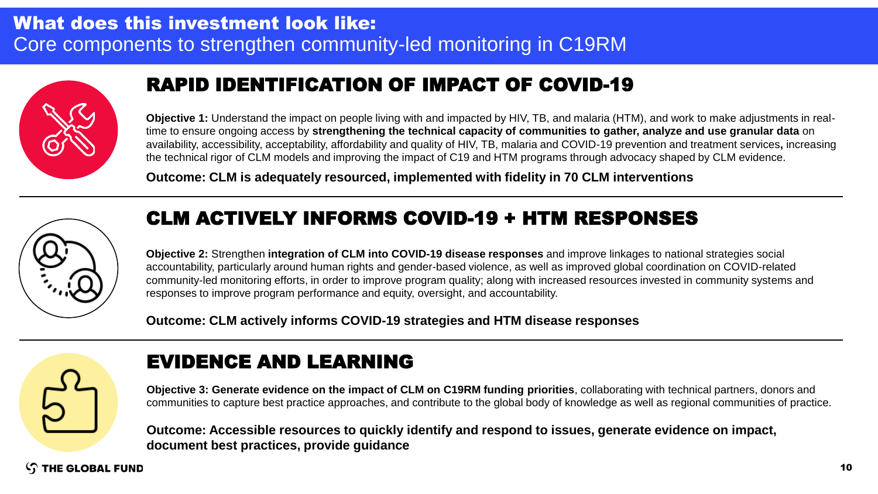# What does this investment look like:
Core components to strengthen community-led monitoring in C19RM

## RAPID IDENTIFICATION OF IMPACT OF COVID-19

**Objective 1:** Understand the impact on people living with and impacted by HIV, TB, and malaria (HTM), and work to make adjustments in real-time to ensure ongoing access by **strengthening the technical capacity of communities to gather, analyze and use granular data** on availability, accessibility, acceptability, affordability and quality of HIV, TB, malaria and COVID-19 prevention and treatment services**,** increasing the technical rigor of CLM models and improving the impact of C19 and HTM programs through advocacy shaped by CLM evidence.

**Outcome: CLM is adequately resourced, implemented with fidelity in 70 CLM interventions**

## CLM ACTIVELY INFORMS COVID-19 + HTM RESPONSES

**Objective 2:** Strengthen **integration of CLM into COVID-19 disease responses** and improve linkages to national strategies social accountability, particularly around human rights and gender-based violence, as well as improved global coordination on COVID-related community-led monitoring efforts, in order to improve program quality; along with increased resources invested in community systems and responses to improve program performance and equity, oversight, and accountability.

**Outcome: CLM actively informs COVID-19 strategies and HTM disease responses**

## EVIDENCE AND LEARNING

**Objective 3: Generate evidence on the impact of CLM on C19RM funding priorities**, collaborating with technical partners, donors and communities to capture best practice approaches, and contribute to the global body of knowledge as well as regional communities of practice.

**Outcome: Accessible resources to quickly identify and respond to issues, generate evidence on impact, document best practices, provide guidance**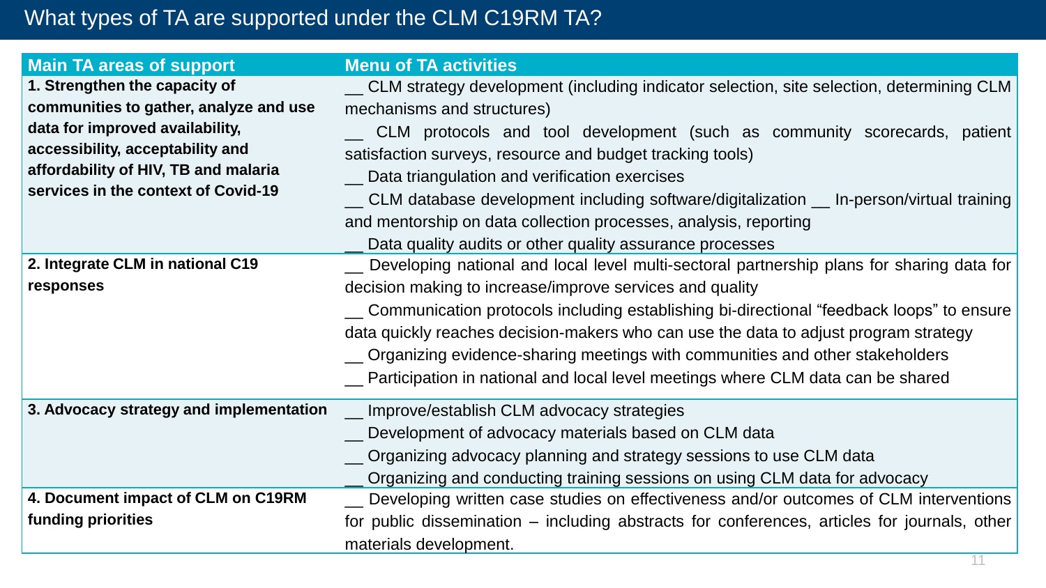# What types of TA are supported under the CLM C19RM TA?

| Main TA areas of support | Menu of TA activities |
| --- | --- |
| **1. Strengthen the capacity of communities to gather, analyze and use data for improved availability, accessibility, acceptability and affordability of HIV, TB and malaria services in the context of Covid-19** | __ CLM strategy development (including indicator selection, site selection, determining CLM mechanisms and structures)<br>__ CLM protocols and tool development (such as community scorecards, patient satisfaction surveys, resource and budget tracking tools)<br>__ Data triangulation and verification exercises<br>__ CLM database development including software/digitalization __ In-person/virtual training and mentorship on data collection processes, analysis, reporting<br>__ Data quality audits or other quality assurance processes |
| **2. Integrate CLM in national C19 responses** | __ Developing national and local level multi-sectoral partnership plans for sharing data for decision making to increase/improve services and quality<br>__ Communication protocols including establishing bi-directional "feedback loops" to ensure data quickly reaches decision-makers who can use the data to adjust program strategy<br>__ Organizing evidence-sharing meetings with communities and other stakeholders<br>__ Participation in national and local level meetings where CLM data can be shared |
| **3. Advocacy strategy and implementation** | __ Improve/establish CLM advocacy strategies<br>__ Development of advocacy materials based on CLM data<br>__ Organizing advocacy planning and strategy sessions to use CLM data<br>__ Organizing and conducting training sessions on using CLM data for advocacy |
| **4. Document impact of CLM on C19RM funding priorities** | __ Developing written case studies on effectiveness and/or outcomes of CLM interventions for public dissemination – including abstracts for conferences, articles for journals, other materials development. |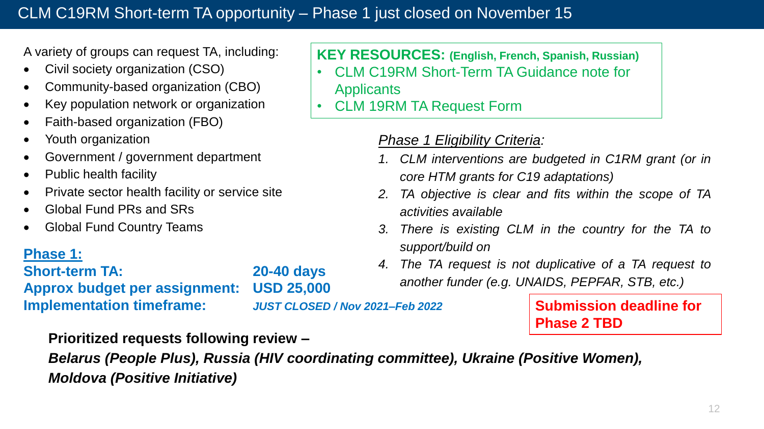# CLM C19RM Short-term TA opportunity – Phase 1 just closed on November 15

A variety of groups can request TA, including:

- Civil society organization (CSO)
- Community-based organization (CBO)
- Key population network or organization
- Faith-based organization (FBO)
- Youth organization
- Government / government department
- Public health facility
- Private sector health facility or service site
- Global Fund PRs and SRs
- Global Fund Country Teams

**KEY RESOURCES: (English, French, Spanish, Russian)**

- CLM C19RM Short-Term TA Guidance note for Applicants
- CLM 19RM TA Request Form

*Phase 1 Eligibility Criteria:*

1. *CLM interventions are budgeted in C1RM grant (or in core HTM grants for C19 adaptations)*
2. *TA objective is clear and fits within the scope of TA activities available*
3. *There is existing CLM in the country for the TA to support/build on*
4. *The TA request is not duplicative of a TA request to another funder (e.g. UNAIDS, PEPFAR, STB, etc.)*

**Phase 1:**

**Short-term TA:** **20-40 days**
**Approx budget per assignment:** **USD 25,000**
**Implementation timeframe:** ***JUST CLOSED / Nov 2021–Feb 2022***

**Submission deadline for Phase 2 TBD**

**Prioritized requests following review –**
***Belarus (People Plus), Russia (HIV coordinating committee), Ukraine (Positive Women), Moldova (Positive Initiative)***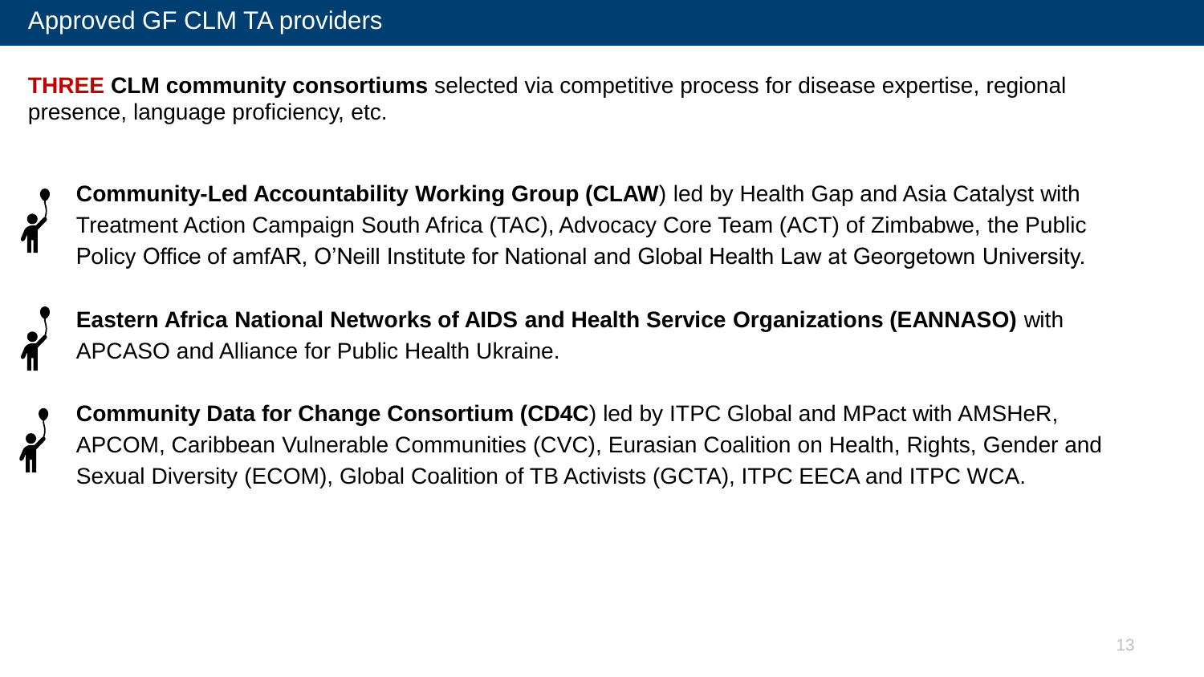# Approved GF CLM TA providers

**THREE CLM community consortiums** selected via competitive process for disease expertise, regional presence, language proficiency, etc.

- **Community-Led Accountability Working Group (CLAW**) led by Health Gap and Asia Catalyst with Treatment Action Campaign South Africa (TAC), Advocacy Core Team (ACT) of Zimbabwe, the Public Policy Office of amfAR, O'Neill Institute for National and Global Health Law at Georgetown University.

- **Eastern Africa National Networks of AIDS and Health Service Organizations (EANNASO)** with APCASO and Alliance for Public Health Ukraine.

- **Community Data for Change Consortium (CD4C**) led by ITPC Global and MPact with AMSHeR, APCOM, Caribbean Vulnerable Communities (CVC), Eurasian Coalition on Health, Rights, Gender and Sexual Diversity (ECOM), Global Coalition of TB Activists (GCTA), ITPC EECA and ITPC WCA.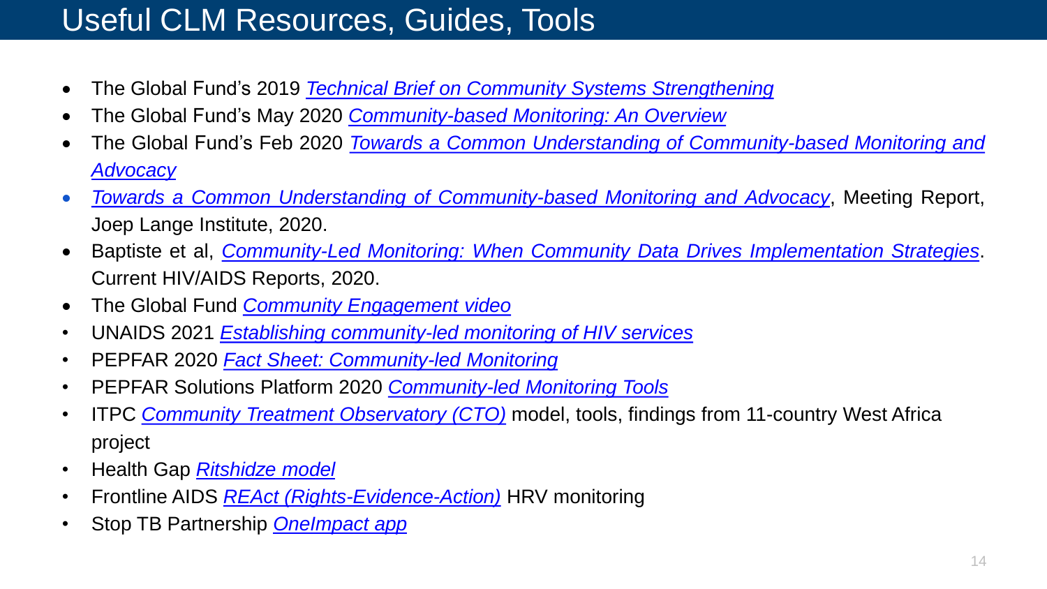# Useful CLM Resources, Guides, Tools

- The Global Fund's 2019 *Technical Brief on Community Systems Strengthening*
- The Global Fund's May 2020 *Community-based Monitoring: An Overview*
- The Global Fund's Feb 2020 *Towards a Common Understanding of Community-based Monitoring and Advocacy*
- *Towards a Common Understanding of Community-based Monitoring and Advocacy*, Meeting Report, Joep Lange Institute, 2020.
- Baptiste et al, *Community-Led Monitoring: When Community Data Drives Implementation Strategies*. Current HIV/AIDS Reports, 2020.
- The Global Fund *Community Engagement video*
- UNAIDS 2021 *Establishing community-led monitoring of HIV services*
- PEPFAR 2020 *Fact Sheet: Community-led Monitoring*
- PEPFAR Solutions Platform 2020 *Community-led Monitoring Tools*
- ITPC *Community Treatment Observatory (CTO)* model, tools, findings from 11-country West Africa project
- Health Gap *Ritshidze model*
- Frontline AIDS *REAct (Rights-Evidence-Action)* HRV monitoring
- Stop TB Partnership *OneImpact app*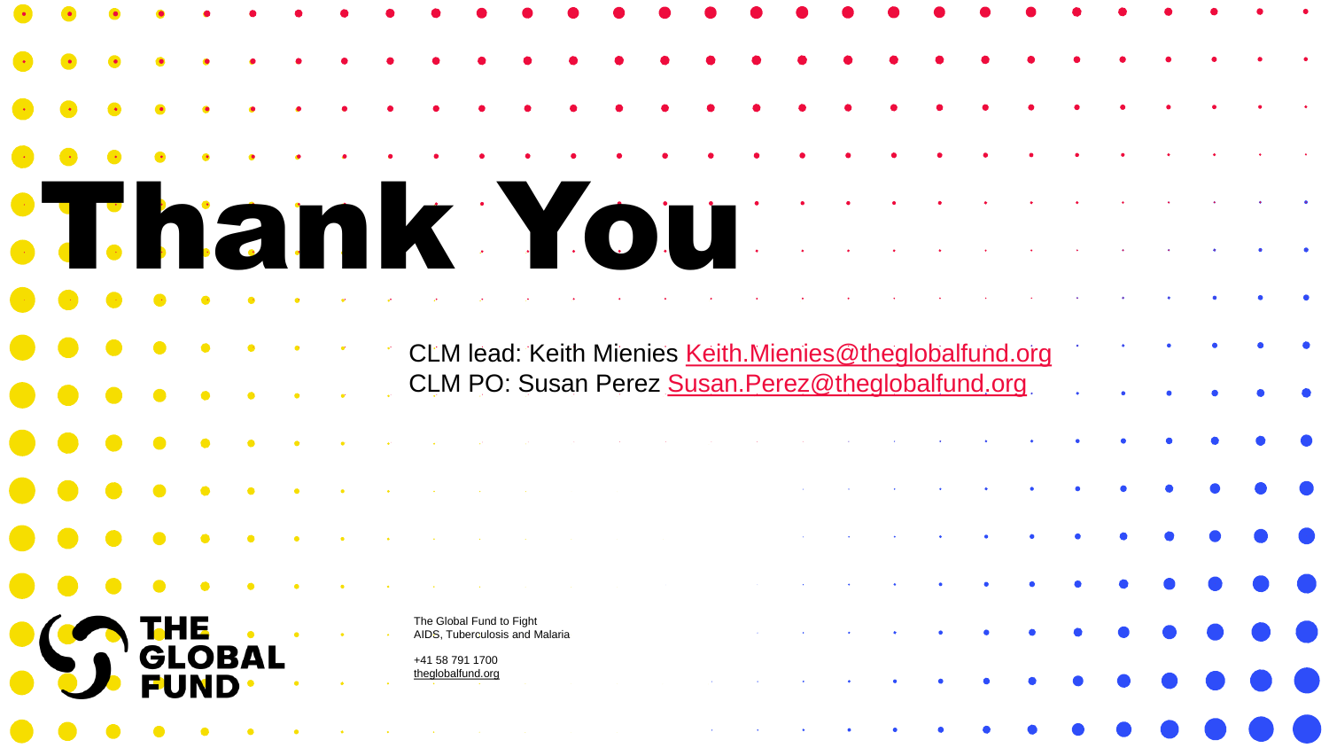# Thank You

CLM lead: Keith Mienies Keith.Mienies@theglobalfund.org
CLM PO: Susan Perez Susan.Perez@theglobalfund.org

THE GLOBAL FUND

The Global Fund to Fight
AIDS, Tuberculosis and Malaria

+41 58 791 1700
theglobalfund.org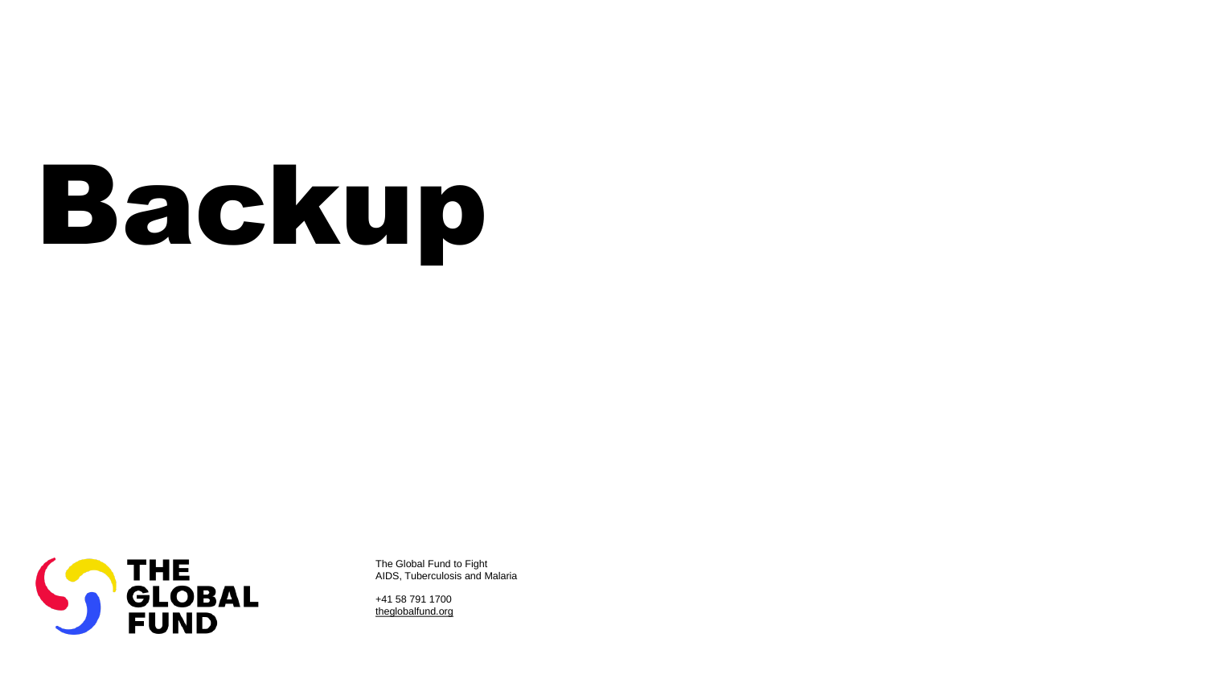# Backup

THE GLOBAL FUND

The Global Fund to Fight
AIDS, Tuberculosis and Malaria

+41 58 791 1700
theglobalfund.org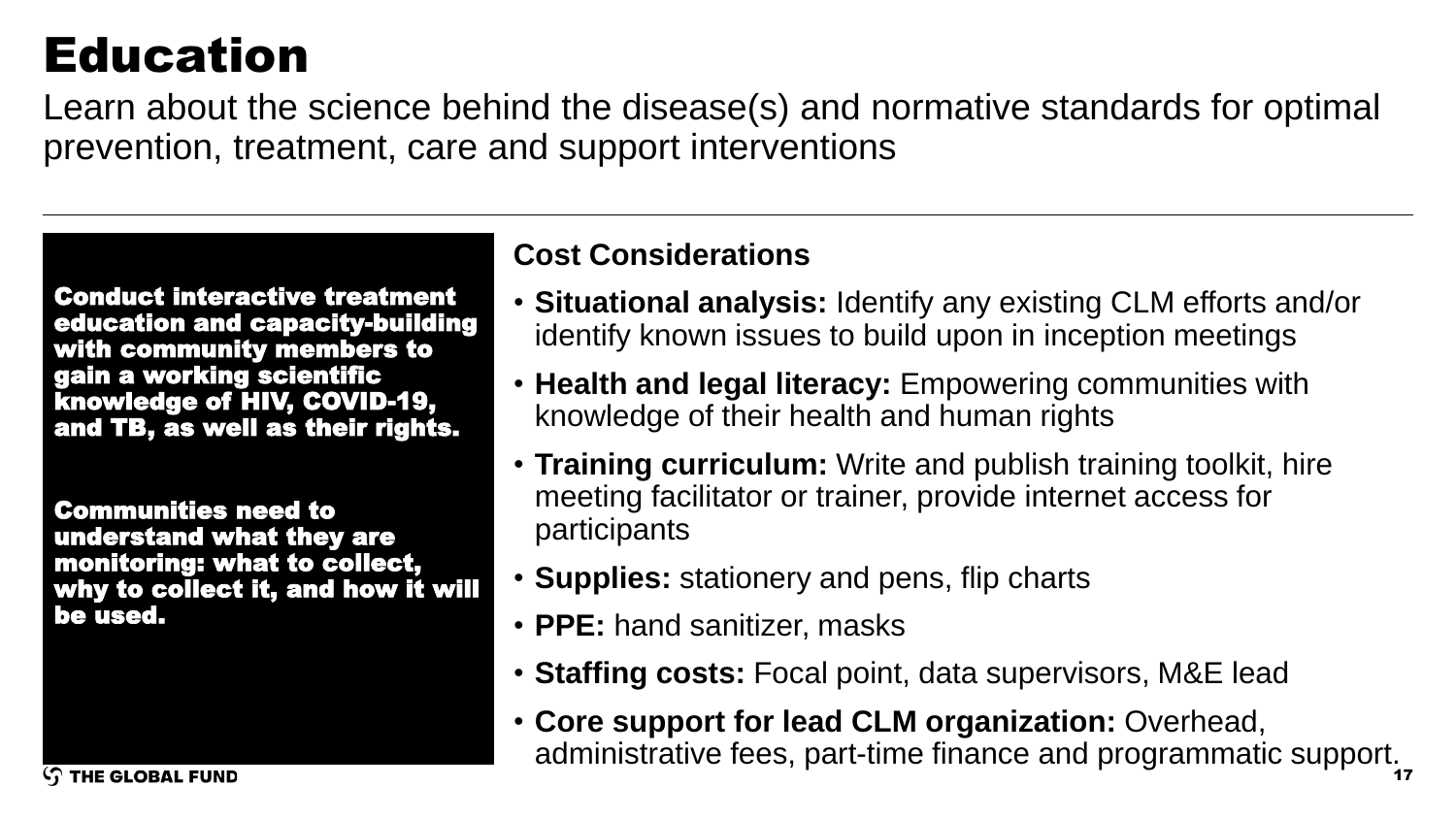# Education

Learn about the science behind the disease(s) and normative standards for optimal prevention, treatment, care and support interventions

---

**Conduct interactive treatment education and capacity-building with community members to gain a working scientific knowledge of HIV, COVID-19, and TB, as well as their rights.**

**Communities need to understand what they are monitoring: what to collect, why to collect it, and how it will be used.**

**Cost Considerations**

- **Situational analysis:** Identify any existing CLM efforts and/or identify known issues to build upon in inception meetings
- **Health and legal literacy:** Empowering communities with knowledge of their health and human rights
- **Training curriculum:** Write and publish training toolkit, hire meeting facilitator or trainer, provide internet access for participants
- **Supplies:** stationery and pens, flip charts
- **PPE:** hand sanitizer, masks
- **Staffing costs:** Focal point, data supervisors, M&E lead
- **Core support for lead CLM organization:** Overhead, administrative fees, part-time finance and programmatic support.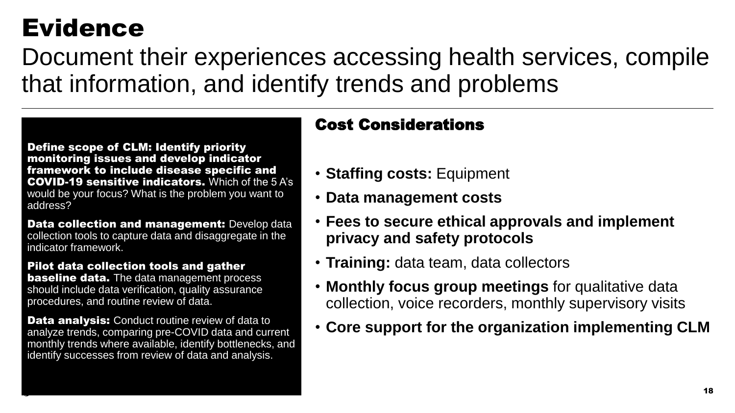# Evidence

Document their experiences accessing health services, compile that information, and identify trends and problems

**Define scope of CLM: Identify priority monitoring issues and develop indicator framework to include disease specific and COVID-19 sensitive indicators.** Which of the 5 A's would be your focus? What is the problem you want to address?

**Data collection and management:** Develop data collection tools to capture data and disaggregate in the indicator framework.

**Pilot data collection tools and gather baseline data.** The data management process should include data verification, quality assurance procedures, and routine review of data.

**Data analysis:** Conduct routine review of data to analyze trends, comparing pre-COVID data and current monthly trends where available, identify bottlenecks, and identify successes from review of data and analysis.

## Cost Considerations

- **Staffing costs:** Equipment
- **Data management costs**
- **Fees to secure ethical approvals and implement privacy and safety protocols**
- **Training:** data team, data collectors
- **Monthly focus group meetings** for qualitative data collection, voice recorders, monthly supervisory visits
- **Core support for the organization implementing CLM**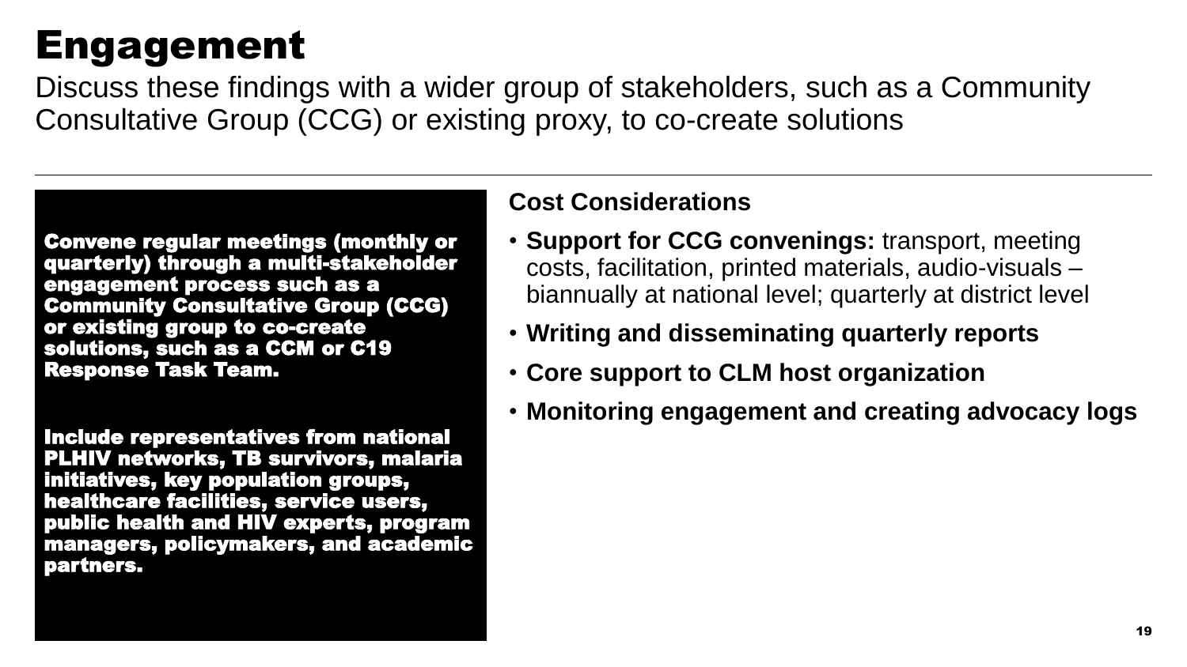# Engagement

Discuss these findings with a wider group of stakeholders, such as a Community Consultative Group (CCG) or existing proxy, to co-create solutions

**Convene regular meetings (monthly or quarterly) through a multi-stakeholder engagement process such as a Community Consultative Group (CCG) or existing group to co-create solutions, such as a CCM or C19 Response Task Team.**

**Include representatives from national PLHIV networks, TB survivors, malaria initiatives, key population groups, healthcare facilities, service users, public health and HIV experts, program managers, policymakers, and academic partners.**

**Cost Considerations**

- **Support for CCG convenings:** transport, meeting costs, facilitation, printed materials, audio-visuals – biannually at national level; quarterly at district level
- **Writing and disseminating quarterly reports**
- **Core support to CLM host organization**
- **Monitoring engagement and creating advocacy logs**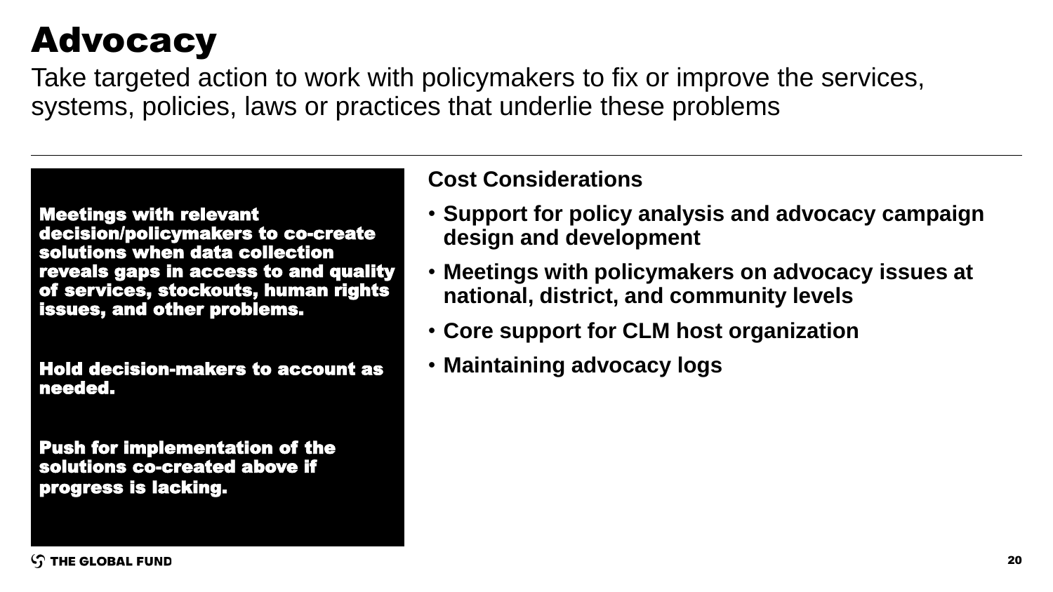# Advocacy

Take targeted action to work with policymakers to fix or improve the services, systems, policies, laws or practices that underlie these problems

**Meetings with relevant decision/policymakers to co-create solutions when data collection reveals gaps in access to and quality of services, stockouts, human rights issues, and other problems.**

**Hold decision-makers to account as needed.**

**Push for implementation of the solutions co-created above if progress is lacking.**

**Cost Considerations**

- **Support for policy analysis and advocacy campaign design and development**
- **Meetings with policymakers on advocacy issues at national, district, and community levels**
- **Core support for CLM host organization**
- **Maintaining advocacy logs**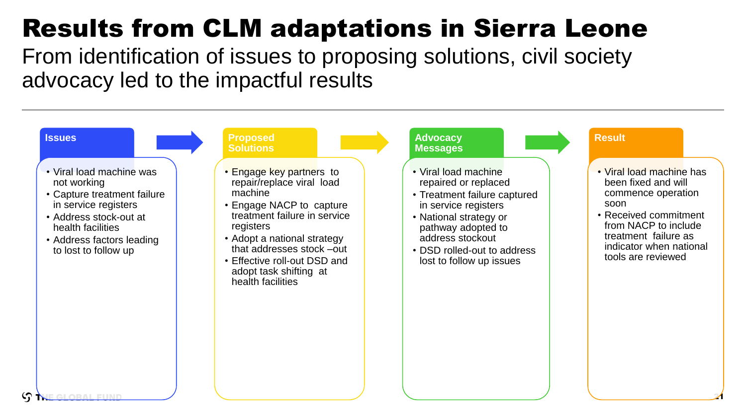# Results from CLM adaptations in Sierra Leone

From identification of issues to proposing solutions, civil society advocacy led to the impactful results

### Issues

- Viral load machine was not working
- Capture treatment failure in service registers
- Address stock-out at health facilities
- Address factors leading to lost to follow up

### Proposed Solutions

- Engage key partners to repair/replace viral load machine
- Engage NACP to capture treatment failure in service registers
- Adopt a national strategy that addresses stock –out
- Effective roll-out DSD and adopt task shifting at health facilities

### Advocacy Messages

- Viral load machine repaired or replaced
- Treatment failure captured in service registers
- National strategy or pathway adopted to address stockout
- DSD rolled-out to address lost to follow up issues

### Result

- Viral load machine has been fixed and will commence operation soon
- Received commitment from NACP to include treatment failure as indicator when national tools are reviewed